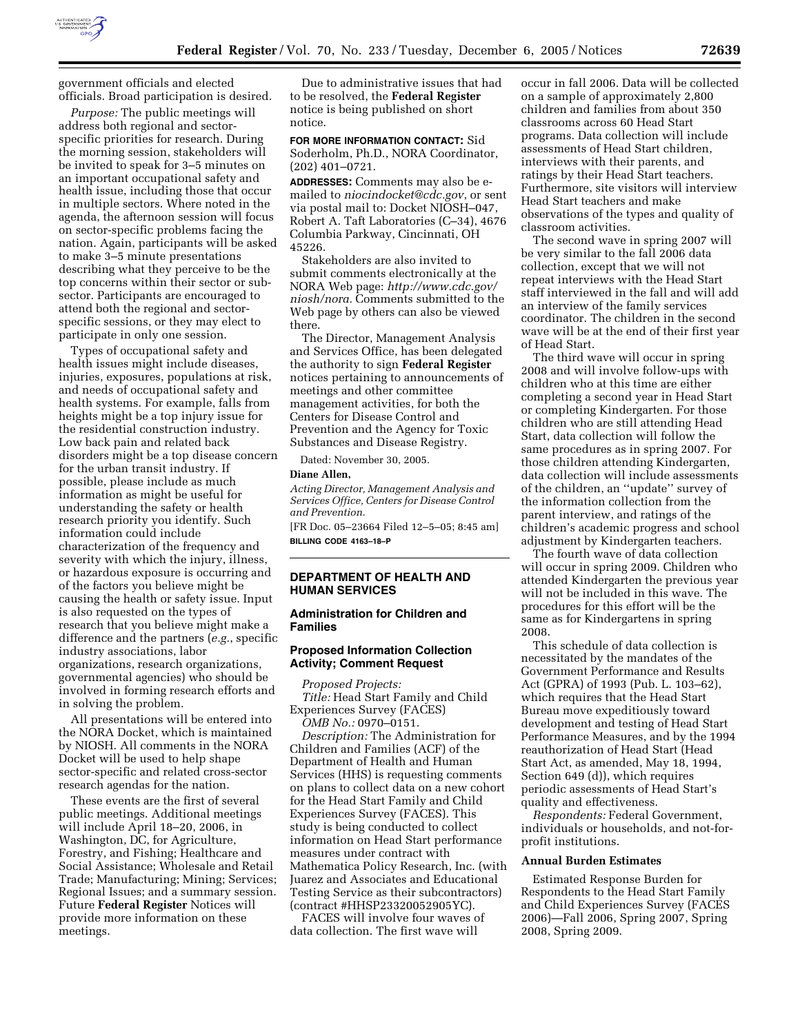government officials and elected officials. Broad participation is desired.

*Purpose:* The public meetings will address both regional and sector-specific priorities for research. During the morning session, stakeholders will be invited to speak for 3–5 minutes on an important occupational safety and health issue, including those that occur in multiple sectors. Where noted in the agenda, the afternoon session will focus on sector-specific problems facing the nation. Again, participants will be asked to make 3–5 minute presentations describing what they perceive to be the top concerns within their sector or sub-sector. Participants are encouraged to attend both the regional and sector-specific sessions, or they may elect to participate in only one session.

Types of occupational safety and health issues might include diseases, injuries, exposures, populations at risk, and needs of occupational safety and health systems. For example, falls from heights might be a top injury issue for the residential construction industry. Low back pain and related back disorders might be a top disease concern for the urban transit industry. If possible, please include as much information as might be useful for understanding the safety or health research priority you identify. Such information could include characterization of the frequency and severity with which the injury, illness, or hazardous exposure is occurring and of the factors you believe might be causing the health or safety issue. Input is also requested on the types of research that you believe might make a difference and the partners (*e.g.*, specific industry associations, labor organizations, research organizations, governmental agencies) who should be involved in forming research efforts and in solving the problem.

All presentations will be entered into the NORA Docket, which is maintained by NIOSH. All comments in the NORA Docket will be used to help shape sector-specific and related cross-sector research agendas for the nation.

These events are the first of several public meetings. Additional meetings will include April 18–20, 2006, in Washington, DC, for Agriculture, Forestry, and Fishing; Healthcare and Social Assistance; Wholesale and Retail Trade; Manufacturing; Mining; Services; Regional Issues; and a summary session. Future **Federal Register** Notices will provide more information on these meetings.

Due to administrative issues that had to be resolved, the **Federal Register** notice is being published on short notice.

**FOR MORE INFORMATION CONTACT:** Sid Soderholm, Ph.D., NORA Coordinator, (202) 401–0721.

**ADDRESSES:** Comments may also be e-mailed to *niocindocket@cdc.gov*, or sent via postal mail to: Docket NIOSH–047, Robert A. Taft Laboratories (C–34), 4676 Columbia Parkway, Cincinnati, OH 45226.

Stakeholders are also invited to submit comments electronically at the NORA Web page: *http://www.cdc.gov/niosh/nora.* Comments submitted to the Web page by others can also be viewed there.

The Director, Management Analysis and Services Office, has been delegated the authority to sign **Federal Register** notices pertaining to announcements of meetings and other committee management activities, for both the Centers for Disease Control and Prevention and the Agency for Toxic Substances and Disease Registry.

Dated: November 30, 2005.

**Diane Allen,**

*Acting Director, Management Analysis and Services Office, Centers for Disease Control and Prevention.*

[FR Doc. 05–23664 Filed 12–5–05; 8:45 am]

**BILLING CODE 4163–18–P**

## DEPARTMENT OF HEALTH AND HUMAN SERVICES

### Administration for Children and Families

### Proposed Information Collection Activity; Comment Request

*Proposed Projects:*

*Title:* Head Start Family and Child Experiences Survey (FACES)

*OMB No.:* 0970–0151.

*Description:* The Administration for Children and Families (ACF) of the Department of Health and Human Services (HHS) is requesting comments on plans to collect data on a new cohort for the Head Start Family and Child Experiences Survey (FACES). This study is being conducted to collect information on Head Start performance measures under contract with Mathematica Policy Research, Inc. (with Juarez and Associates and Educational Testing Service as their subcontractors) (contract #HHSP23320052905YC).

FACES will involve four waves of data collection. The first wave will occur in fall 2006. Data will be collected on a sample of approximately 2,800 children and families from about 350 classrooms across 60 Head Start programs. Data collection will include assessments of Head Start children, interviews with their parents, and ratings by their Head Start teachers. Furthermore, site visitors will interview Head Start teachers and make observations of the types and quality of classroom activities.

The second wave in spring 2007 will be very similar to the fall 2006 data collection, except that we will not repeat interviews with the Head Start staff interviewed in the fall and will add an interview of the family services coordinator. The children in the second wave will be at the end of their first year of Head Start.

The third wave will occur in spring 2008 and will involve follow-ups with children who at this time are either completing a second year in Head Start or completing Kindergarten. For those children who are still attending Head Start, data collection will follow the same procedures as in spring 2007. For those children attending Kindergarten, data collection will include assessments of the children, an ''update'' survey of the information collection from the parent interview, and ratings of the children's academic progress and school adjustment by Kindergarten teachers.

The fourth wave of data collection will occur in spring 2009. Children who attended Kindergarten the previous year will not be included in this wave. The procedures for this effort will be the same as for Kindergartens in spring 2008.

This schedule of data collection is necessitated by the mandates of the Government Performance and Results Act (GPRA) of 1993 (Pub. L. 103–62), which requires that the Head Start Bureau move expeditiously toward development and testing of Head Start Performance Measures, and by the 1994 reauthorization of Head Start (Head Start Act, as amended, May 18, 1994, Section 649 (d)), which requires periodic assessments of Head Start's quality and effectiveness.

*Respondents:* Federal Government, individuals or households, and not-for-profit institutions.

#### Annual Burden Estimates

Estimated Response Burden for Respondents to the Head Start Family and Child Experiences Survey (FACES 2006)—Fall 2006, Spring 2007, Spring 2008, Spring 2009.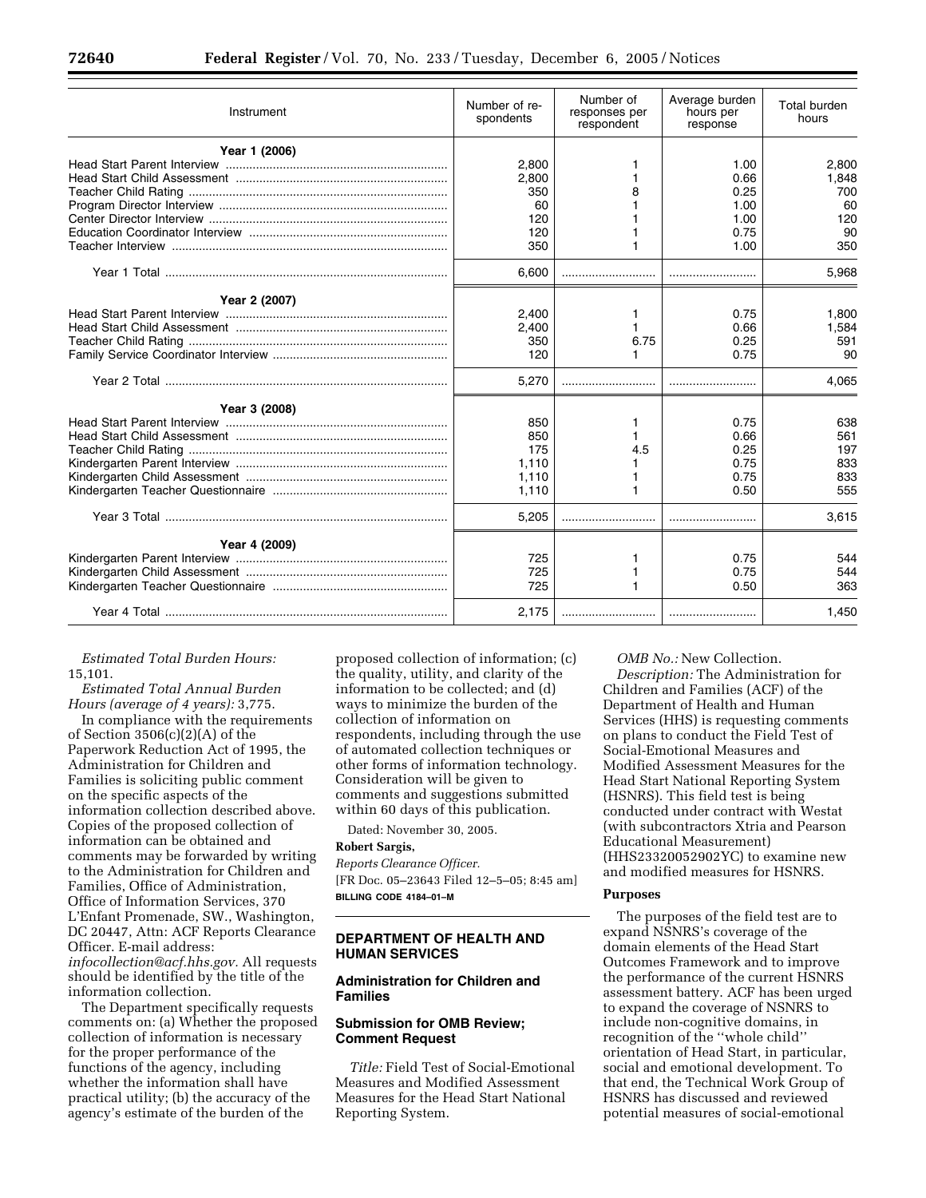| Instrument | Number of respondents | Number of responses per respondent | Average burden hours per response | Total burden hours |
|---|---|---|---|---|
| **Year 1 (2006)** | | | | |
| Head Start Parent Interview | 2,800 | 1 | 1.00 | 2,800 |
| Head Start Child Assessment | 2,800 | 1 | 0.66 | 1,848 |
| Teacher Child Rating | 350 | 8 | 0.25 | 700 |
| Program Director Interview | 60 | 1 | 1.00 | 60 |
| Center Director Interview | 120 | 1 | 1.00 | 120 |
| Education Coordinator Interview | 120 | 1 | 0.75 | 90 |
| Teacher Interview | 350 | 1 | 1.00 | 350 |
| Year 1 Total | 6,600 | | | 5,968 |
| **Year 2 (2007)** | | | | |
| Head Start Parent Interview | 2,400 | 1 | 0.75 | 1,800 |
| Head Start Child Assessment | 2,400 | 1 | 0.66 | 1,584 |
| Teacher Child Rating | 350 | 6.75 | 0.25 | 591 |
| Family Service Coordinator Interview | 120 | 1 | 0.75 | 90 |
| Year 2 Total | 5,270 | | | 4,065 |
| **Year 3 (2008)** | | | | |
| Head Start Parent Interview | 850 | 1 | 0.75 | 638 |
| Head Start Child Assessment | 850 | 1 | 0.66 | 561 |
| Teacher Child Rating | 175 | 4.5 | 0.25 | 197 |
| Kindergarten Parent Interview | 1,110 | 1 | 0.75 | 833 |
| Kindergarten Child Assessment | 1,110 | 1 | 0.75 | 833 |
| Kindergarten Teacher Questionnaire | 1,110 | 1 | 0.50 | 555 |
| Year 3 Total | 5,205 | | | 3,615 |
| **Year 4 (2009)** | | | | |
| Kindergarten Parent Interview | 725 | 1 | 0.75 | 544 |
| Kindergarten Child Assessment | 725 | 1 | 0.75 | 544 |
| Kindergarten Teacher Questionnaire | 725 | 1 | 0.50 | 363 |
| Year 4 Total | 2,175 | | | 1,450 |

*Estimated Total Burden Hours:* 15,101.

*Estimated Total Annual Burden Hours (average of 4 years):* 3,775.

In compliance with the requirements of Section 3506(c)(2)(A) of the Paperwork Reduction Act of 1995, the Administration for Children and Families is soliciting public comment on the specific aspects of the information collection described above. Copies of the proposed collection of information can be obtained and comments may be forwarded by writing to the Administration for Children and Families, Office of Administration, Office of Information Services, 370 L'Enfant Promenade, SW., Washington, DC 20447, Attn: ACF Reports Clearance Officer. E-mail address: *infocollection@acf.hhs.gov.* All requests should be identified by the title of the information collection.

The Department specifically requests comments on: (a) Whether the proposed collection of information is necessary for the proper performance of the functions of the agency, including whether the information shall have practical utility; (b) the accuracy of the agency's estimate of the burden of the proposed collection of information; (c) the quality, utility, and clarity of the information to be collected; and (d) ways to minimize the burden of the collection of information on respondents, including through the use of automated collection techniques or other forms of information technology. Consideration will be given to comments and suggestions submitted within 60 days of this publication.

Dated: November 30, 2005.

**Robert Sargis,**

*Reports Clearance Officer.*

[FR Doc. 05–23643 Filed 12–5–05; 8:45 am]

**BILLING CODE 4184–01–M**

## DEPARTMENT OF HEALTH AND HUMAN SERVICES

### Administration for Children and Families

### Submission for OMB Review; Comment Request

*Title:* Field Test of Social-Emotional Measures and Modified Assessment Measures for the Head Start National Reporting System.

*OMB No.:* New Collection.

*Description:* The Administration for Children and Families (ACF) of the Department of Health and Human Services (HHS) is requesting comments on plans to conduct the Field Test of Social-Emotional Measures and Modified Assessment Measures for the Head Start National Reporting System (HSNRS). This field test is being conducted under contract with Westat (with subcontractors Xtria and Pearson Educational Measurement) (HHS23320052902YC) to examine new and modified measures for HSNRS.

**Purposes**

The purposes of the field test are to expand NSNRS's coverage of the domain elements of the Head Start Outcomes Framework and to improve the performance of the current HSNRS assessment battery. ACF has been urged to expand the coverage of NSNRS to include non-cognitive domains, in recognition of the "whole child" orientation of Head Start, in particular, social and emotional development. To that end, the Technical Work Group of HSNRS has discussed and reviewed potential measures of social-emotional